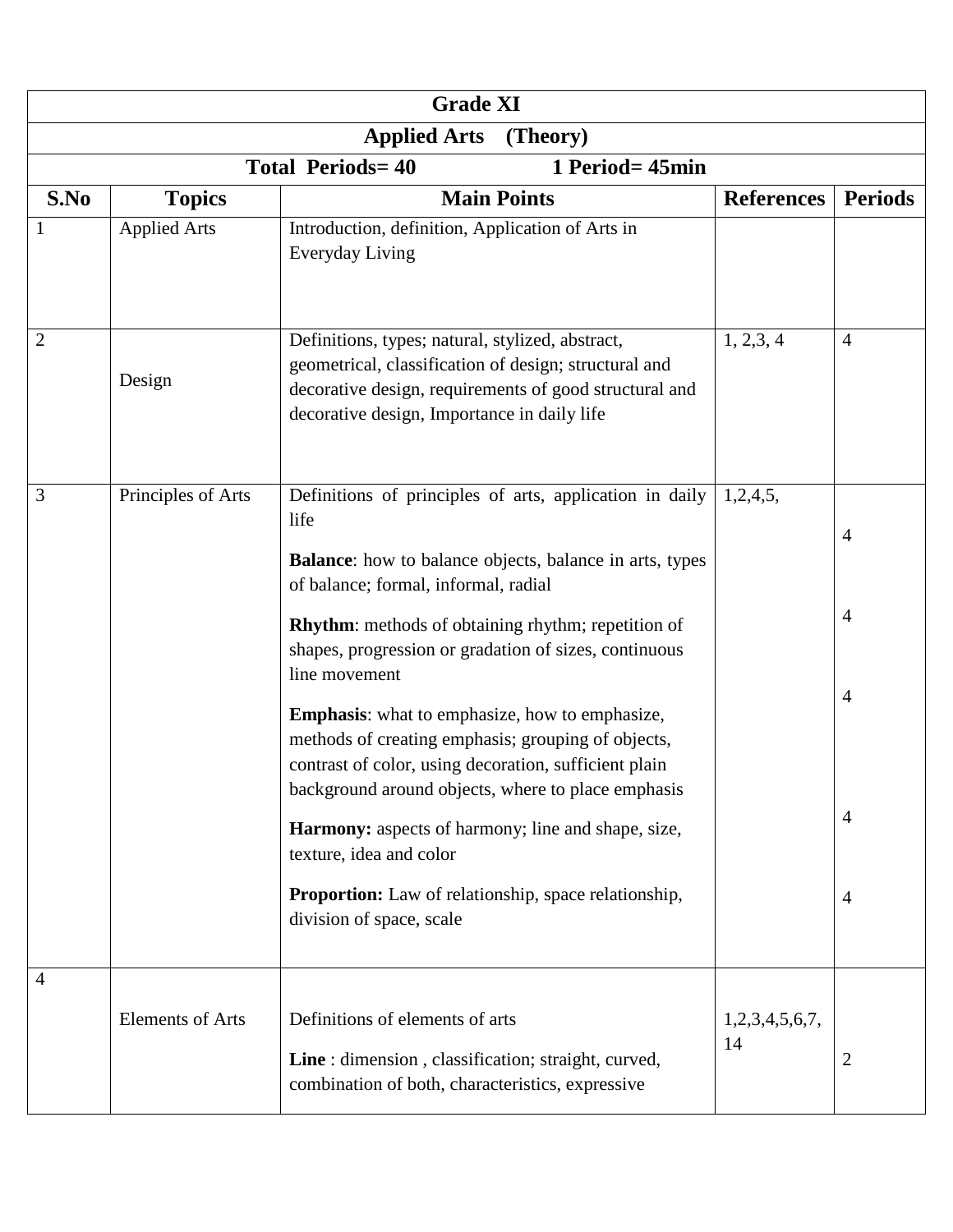| Grade XI | | | | |
|---|---|---|---|---|
| **Applied Arts (Theory)** | | | | |
| **Total Periods= 40 &nbsp;&nbsp;&nbsp; 1 Period= 45min** | | | | |
| **S.No** | **Topics** | **Main Points** | **References** | **Periods** |
| 1 | Applied Arts | Introduction, definition, Application of Arts in Everyday Living | | |
| 2 | Design | Definitions, types; natural, stylized, abstract, geometrical, classification of design; structural and decorative design, requirements of good structural and decorative design, Importance in daily life | 1, 2,3, 4 | 4 |
| 3 | Principles of Arts | Definitions of principles of arts, application in daily life<br><br>**Balance**: how to balance objects, balance in arts, types of balance; formal, informal, radial<br><br>**Rhythm**: methods of obtaining rhythm; repetition of shapes, progression or gradation of sizes, continuous line movement<br><br>**Emphasis**: what to emphasize, how to emphasize, methods of creating emphasis; grouping of objects, contrast of color, using decoration, sufficient plain background around objects, where to place emphasis<br><br>**Harmony:** aspects of harmony; line and shape, size, texture, idea and color<br><br>**Proportion:** Law of relationship, space relationship, division of space, scale | 1,2,4,5, | 4<br><br>4<br><br>4<br><br>4<br><br>4 |
| 4 | Elements of Arts | Definitions of elements of arts<br><br>**Line** : dimension , classification; straight, curved, combination of both, characteristics, expressive | 1,2,3,4,5,6,7, 14 | 2 |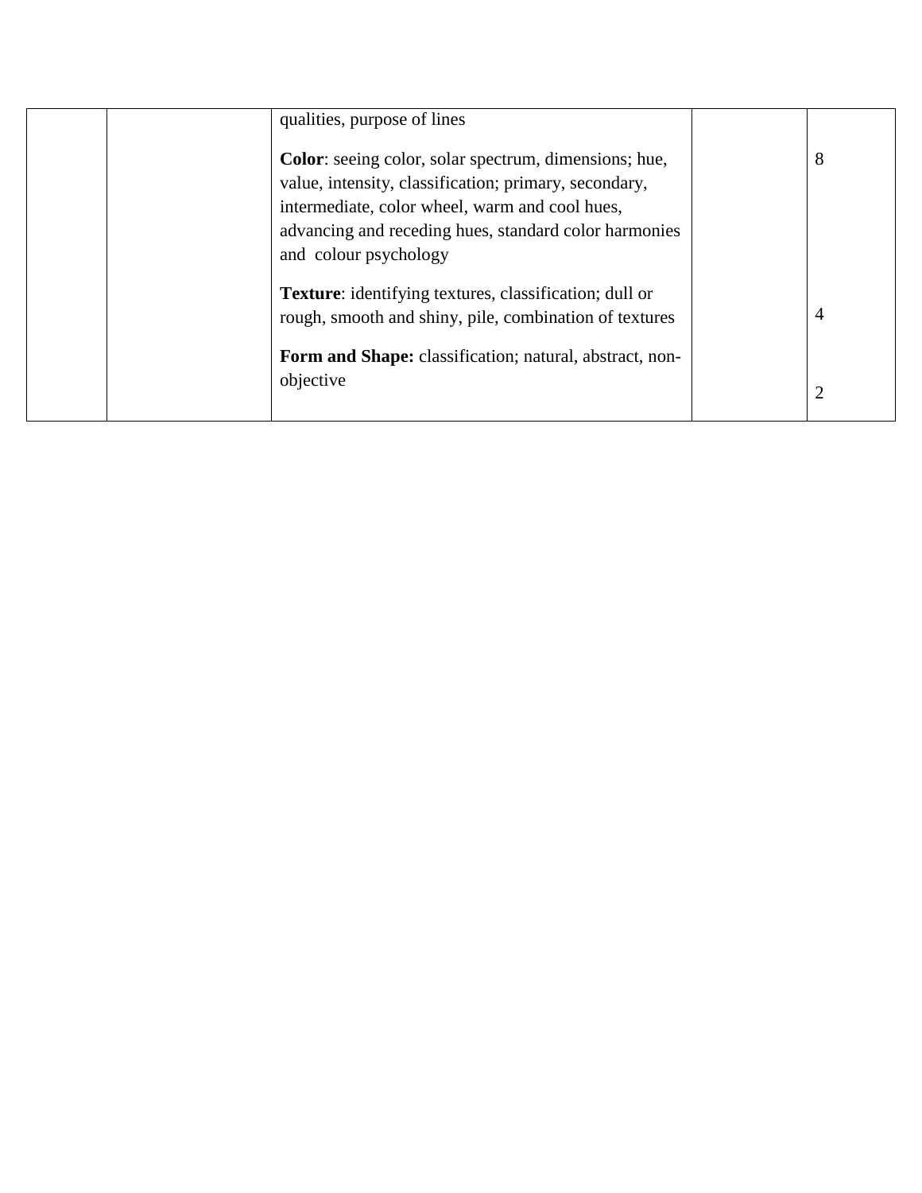|  |  |  |  |  |
|---|---|---|---|---|
|  |  | qualities, purpose of lines<br><br>**Color**: seeing color, solar spectrum, dimensions; hue, value, intensity, classification; primary, secondary, intermediate, color wheel, warm and cool hues, advancing and receding hues, standard color harmonies and colour psychology<br><br>**Texture**: identifying textures, classification; dull or rough, smooth and shiny, pile, combination of textures<br><br>**Form and Shape:** classification; natural, abstract, non-objective |  | 8<br><br>4<br><br>2 |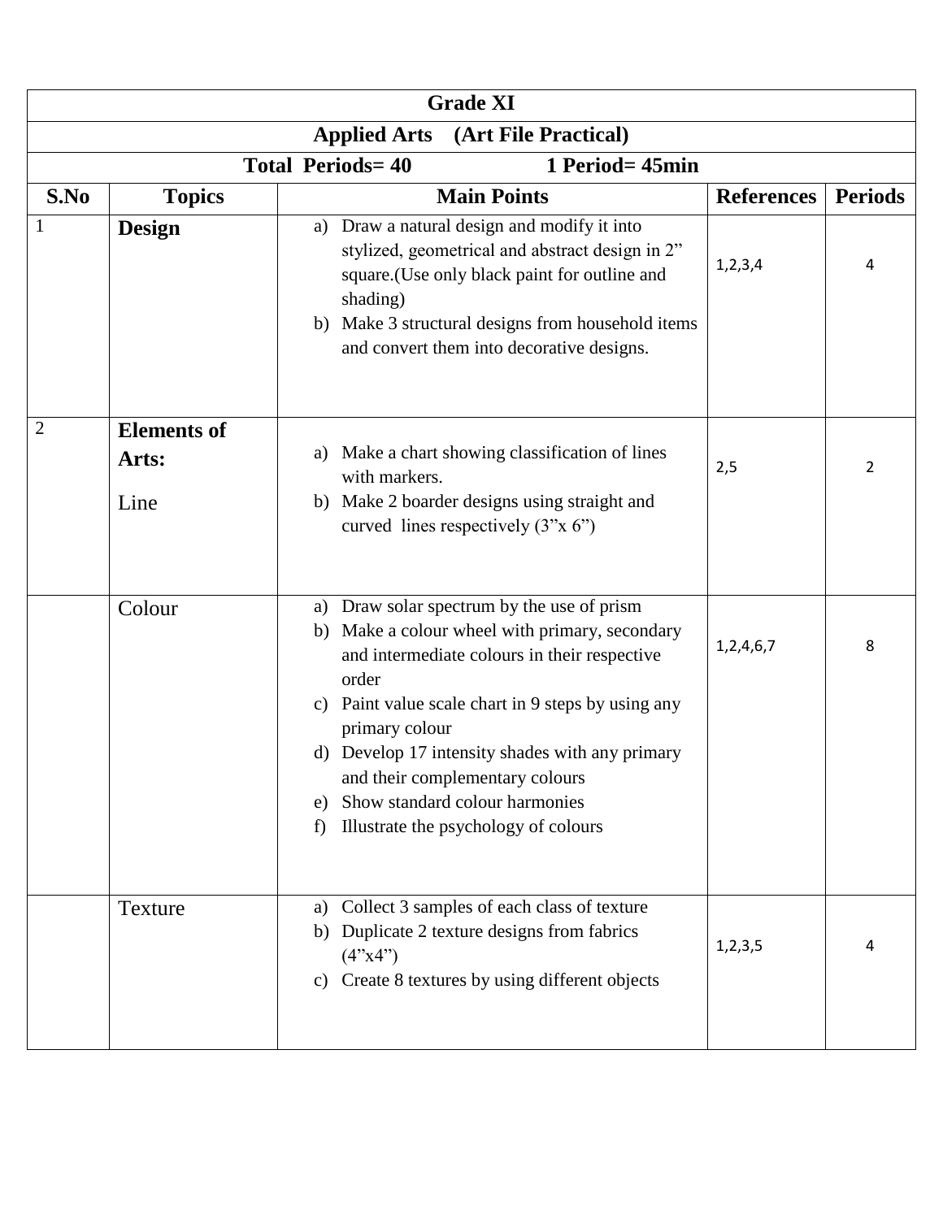| Grade XI | | | | |
|---|---|---|---|---|
| **Applied Arts (Art File Practical)** | | | | |
| **Total Periods= 40 1 Period= 45min** | | | | |
| **S.No** | **Topics** | **Main Points** | **References** | **Periods** |
| 1 | **Design** | a) Draw a natural design and modify it into stylized, geometrical and abstract design in 2” square.(Use only black paint for outline and shading)<br>b) Make 3 structural designs from household items and convert them into decorative designs. | 1,2,3,4 | 4 |
| 2 | **Elements of Arts:**<br>Line | a) Make a chart showing classification of lines with markers.<br>b) Make 2 boarder designs using straight and curved lines respectively (3”x 6”) | 2,5 | 2 |
| | Colour | a) Draw solar spectrum by the use of prism<br>b) Make a colour wheel with primary, secondary and intermediate colours in their respective order<br>c) Paint value scale chart in 9 steps by using any primary colour<br>d) Develop 17 intensity shades with any primary and their complementary colours<br>e) Show standard colour harmonies<br>f) Illustrate the psychology of colours | 1,2,4,6,7 | 8 |
| | Texture | a) Collect 3 samples of each class of texture<br>b) Duplicate 2 texture designs from fabrics (4”x4”)<br>c) Create 8 textures by using different objects | 1,2,3,5 | 4 |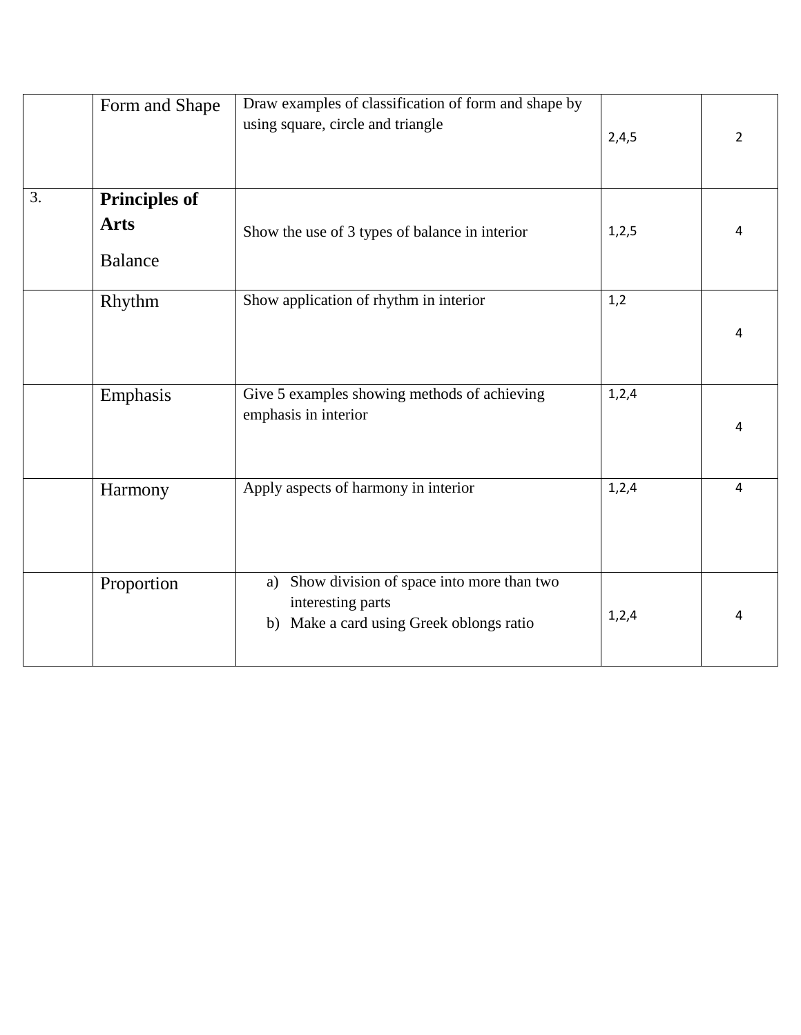|  |  |  |  |  |
|---|---|---|---|---|
|  | Form and Shape | Draw examples of classification of form and shape by using square, circle and triangle | 2,4,5 | 2 |
| 3. | **Principles of Arts**<br>Balance | Show the use of 3 types of balance in interior | 1,2,5 | 4 |
|  | Rhythm | Show application of rhythm in interior | 1,2 | 4 |
|  | Emphasis | Give 5 examples showing methods of achieving emphasis in interior | 1,2,4 | 4 |
|  | Harmony | Apply aspects of harmony in interior | 1,2,4 | 4 |
|  | Proportion | a) Show division of space into more than two interesting parts<br>b) Make a card using Greek oblongs ratio | 1,2,4 | 4 |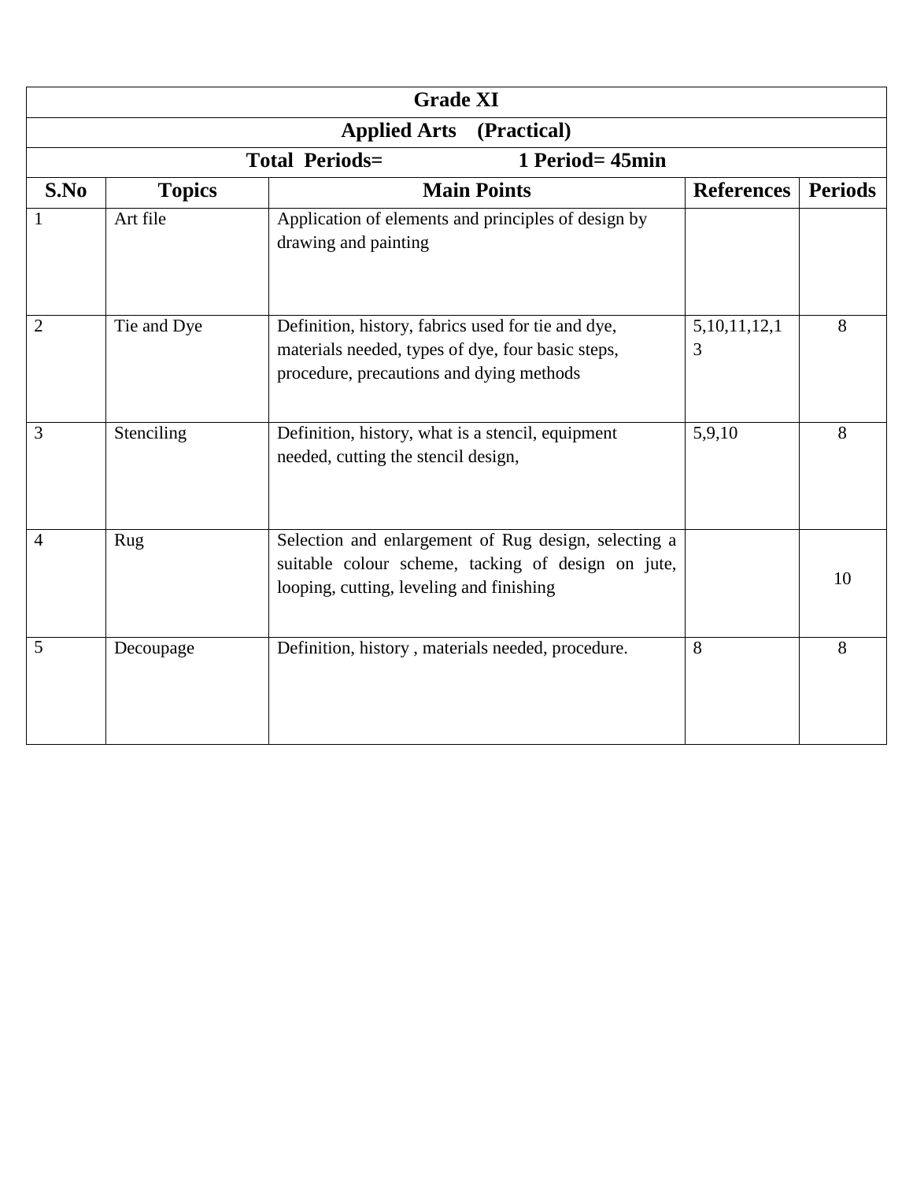| Grade XI | | | | |
|---|---|---|---|---|
| **Applied Arts (Practical)** | | | | |
| **Total Periods=        1 Period= 45min** | | | | |
| **S.No** | **Topics** | **Main Points** | **References** | **Periods** |
| 1 | Art file | Application of elements and principles of design by drawing and painting | | |
| 2 | Tie and Dye | Definition, history, fabrics used for tie and dye, materials needed, types of dye, four basic steps, procedure, precautions and dying methods | 5,10,11,12,13 | 8 |
| 3 | Stenciling | Definition, history, what is a stencil, equipment needed, cutting the stencil design, | 5,9,10 | 8 |
| 4 | Rug | Selection and enlargement of Rug design, selecting a suitable colour scheme, tacking of design on jute, looping, cutting, leveling and finishing | | 10 |
| 5 | Decoupage | Definition, history , materials needed, procedure. | 8 | 8 |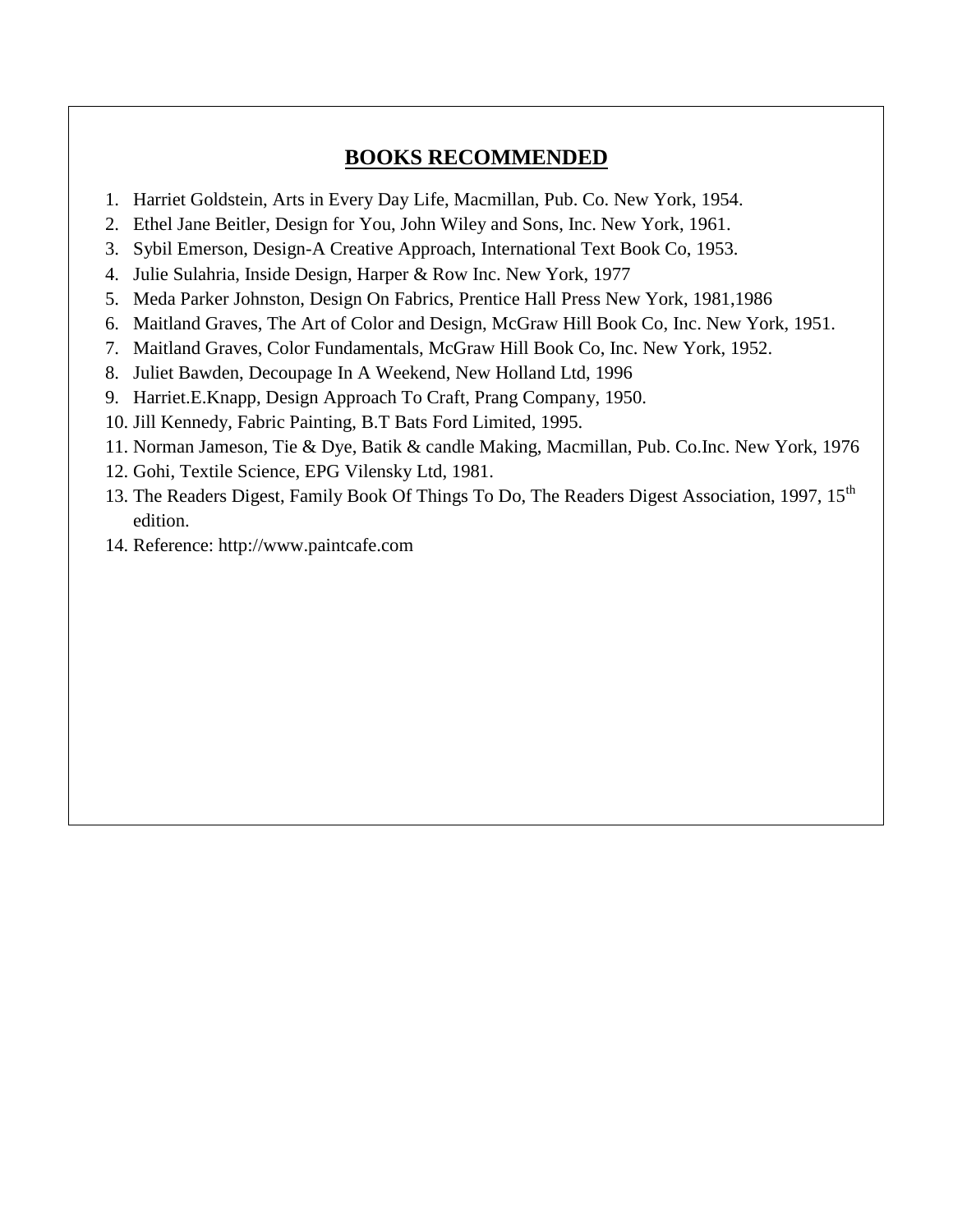## BOOKS RECOMMENDED

1. Harriet Goldstein, Arts in Every Day Life, Macmillan, Pub. Co. New York, 1954.
2. Ethel Jane Beitler, Design for You, John Wiley and Sons, Inc. New York, 1961.
3. Sybil Emerson, Design-A Creative Approach, International Text Book Co, 1953.
4. Julie Sulahria, Inside Design, Harper & Row Inc. New York, 1977
5. Meda Parker Johnston, Design On Fabrics, Prentice Hall Press New York, 1981,1986
6. Maitland Graves, The Art of Color and Design, McGraw Hill Book Co, Inc. New York, 1951.
7. Maitland Graves, Color Fundamentals, McGraw Hill Book Co, Inc. New York, 1952.
8. Juliet Bawden, Decoupage In A Weekend, New Holland Ltd, 1996
9. Harriet.E.Knapp, Design Approach To Craft, Prang Company, 1950.
10. Jill Kennedy, Fabric Painting, B.T Bats Ford Limited, 1995.
11. Norman Jameson, Tie & Dye, Batik & candle Making, Macmillan, Pub. Co.Inc. New York, 1976
12. Gohi, Textile Science, EPG Vilensky Ltd, 1981.
13. The Readers Digest, Family Book Of Things To Do, The Readers Digest Association, 1997, 15th edition.
14. Reference: http://www.paintcafe.com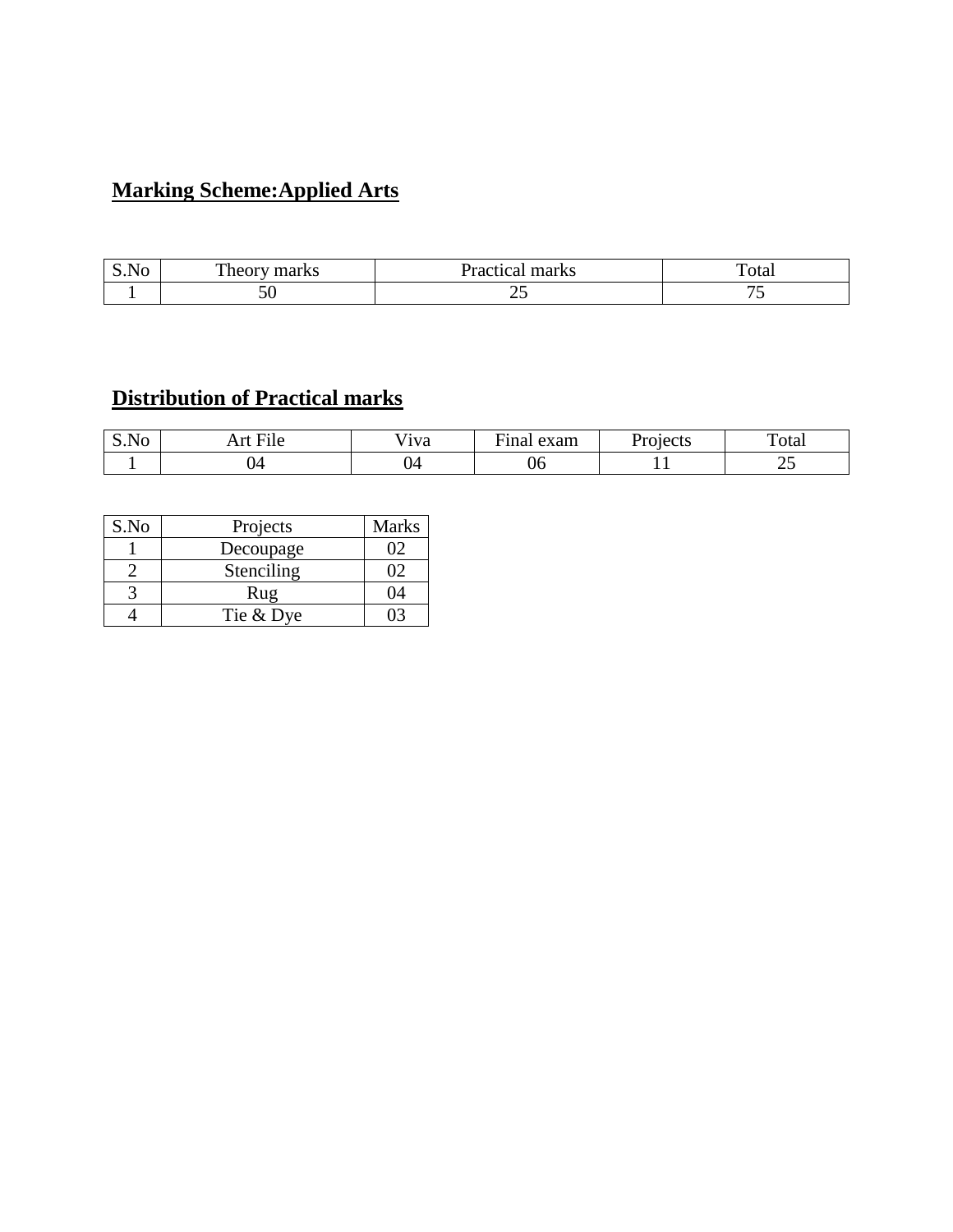## Marking Scheme:Applied Arts

| S.No | Theory marks | Practical marks | Total |
|---|---|---|---|
| 1 | 50 | 25 | 75 |

## Distribution of Practical marks

| S.No | Art File | Viva | Final exam | Projects | Total |
|---|---|---|---|---|---|
| 1 | 04 | 04 | 06 | 11 | 25 |

| S.No | Projects | Marks |
|---|---|---|
| 1 | Decoupage | 02 |
| 2 | Stenciling | 02 |
| 3 | Rug | 04 |
| 4 | Tie & Dye | 03 |